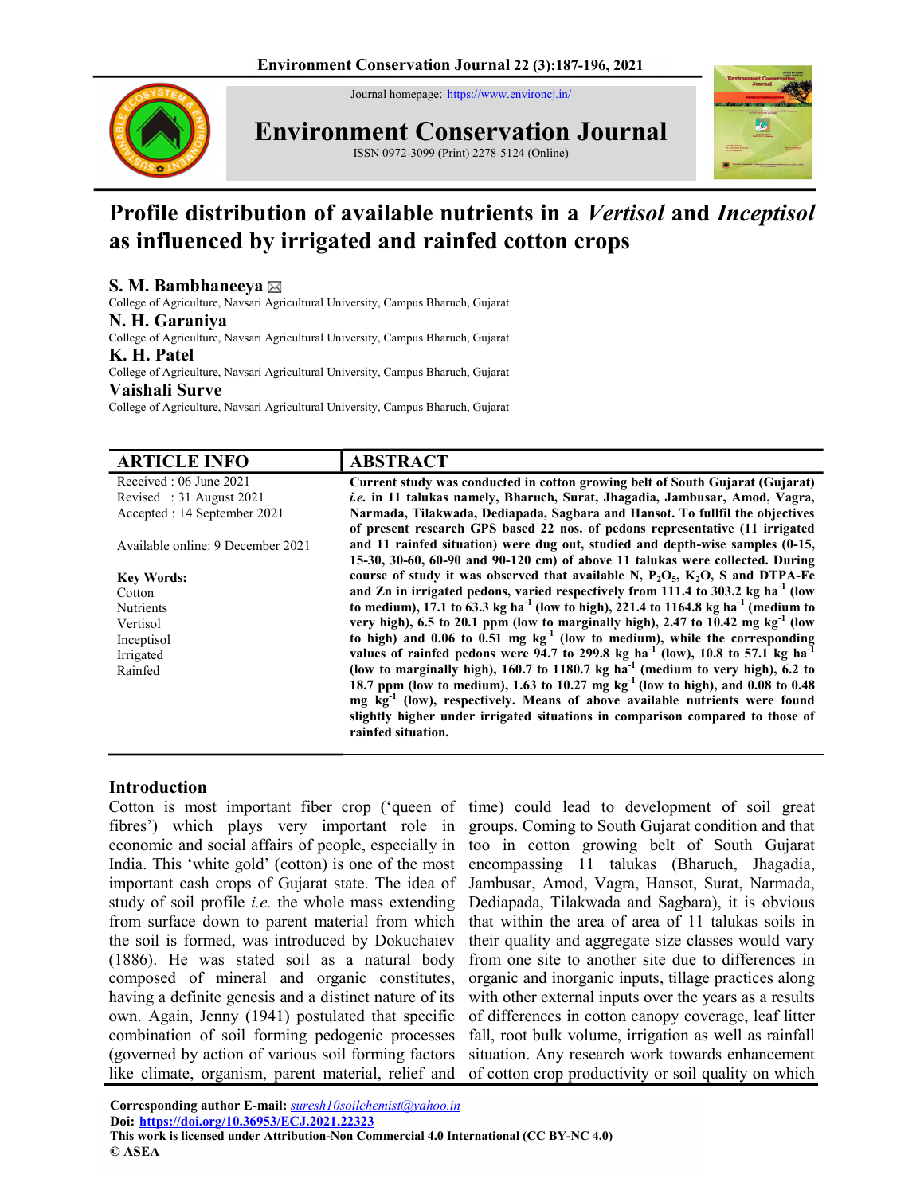# Profile distribution of available nutrients in a *Vertisol* and *Inceptisol* as influenced by irrigated and rainfed cotton crops

**S. M. Bambhaneeya** ✉
College of Agriculture, Navsari Agricultural University, Campus Bharuch, Gujarat

**N. H. Garaniya**
College of Agriculture, Navsari Agricultural University, Campus Bharuch, Gujarat

**K. H. Patel**
College of Agriculture, Navsari Agricultural University, Campus Bharuch, Gujarat

**Vaishali Surve**
College of Agriculture, Navsari Agricultural University, Campus Bharuch, Gujarat

## ARTICLE INFO

Received : 06 June 2021
Revised : 31 August 2021
Accepted : 14 September 2021

Available online: 9 December 2021

**Key Words:**
Cotton
Nutrients
Vertisol
Inceptisol
Irrigated
Rainfed

## ABSTRACT

**Current study was conducted in cotton growing belt of South Gujarat (Gujarat) *i.e.* in 11 talukas namely, Bharuch, Surat, Jhagadia, Jambusar, Amod, Vagra, Narmada, Tilakwada, Dediapada, Sagbara and Hansot. To fullfil the objectives of present research GPS based 22 nos. of pedons representative (11 irrigated and 11 rainfed situation) were dug out, studied and depth-wise samples (0-15, 15-30, 30-60, 60-90 and 90-120 cm) of above 11 talukas were collected. During course of study it was observed that available N, $P_2O_5$, $K_2O$, S and DTPA-Fe and Zn in irrigated pedons, varied respectively from 111.4 to 303.2 kg $ha^{-1}$ (low to medium), 17.1 to 63.3 kg $ha^{-1}$ (low to high), 221.4 to 1164.8 kg $ha^{-1}$ (medium to very high), 6.5 to 20.1 ppm (low to marginally high), 2.47 to 10.42 mg $kg^{-1}$ (low to high) and 0.06 to 0.51 mg $kg^{-1}$ (low to medium), while the corresponding values of rainfed pedons were 94.7 to 299.8 kg $ha^{-1}$ (low), 10.8 to 57.1 kg $ha^{-1}$ (low to marginally high), 160.7 to 1180.7 kg $ha^{-1}$ (medium to very high), 6.2 to 18.7 ppm (low to medium), 1.63 to 10.27 mg $kg^{-1}$ (low to high), and 0.08 to 0.48 mg $kg^{-1}$ (low), respectively. Means of above available nutrients were found slightly higher under irrigated situations in comparison compared to those of rainfed situation.**

## Introduction

Cotton is most important fiber crop ('queen of fibres') which plays very important role in economic and social affairs of people, especially in India. This 'white gold' (cotton) is one of the most important cash crops of Gujarat state. The idea of study of soil profile *i.e.* the whole mass extending from surface down to parent material from which the soil is formed, was introduced by Dokuchaiev (1886). He was stated soil as a natural body composed of mineral and organic constitutes, having a definite genesis and a distinct nature of its own. Again, Jenny (1941) postulated that specific combination of soil forming pedogenic processes (governed by action of various soil forming factors like climate, organism, parent material, relief and time) could lead to development of soil great groups. Coming to South Gujarat condition and that too in cotton growing belt of South Gujarat encompassing 11 talukas (Bharuch, Jhagadia, Jambusar, Amod, Vagra, Hansot, Surat, Narmada, Dediapada, Tilakwada and Sagbara), it is obvious that within the area of area of 11 talukas soils in their quality and aggregate size classes would vary from one site to another site due to differences in organic and inorganic inputs, tillage practices along with other external inputs over the years as a results of differences in cotton canopy coverage, leaf litter fall, root bulk volume, irrigation as well as rainfall situation. Any research work towards enhancement of cotton crop productivity or soil quality on which

**Corresponding author E-mail:** suresh10soilchemist@yahoo.in
**Doi:** https://doi.org/10.36953/ECJ.2021.22323
**This work is licensed under Attribution-Non Commercial 4.0 International (CC BY-NC 4.0)**
**© ASEA**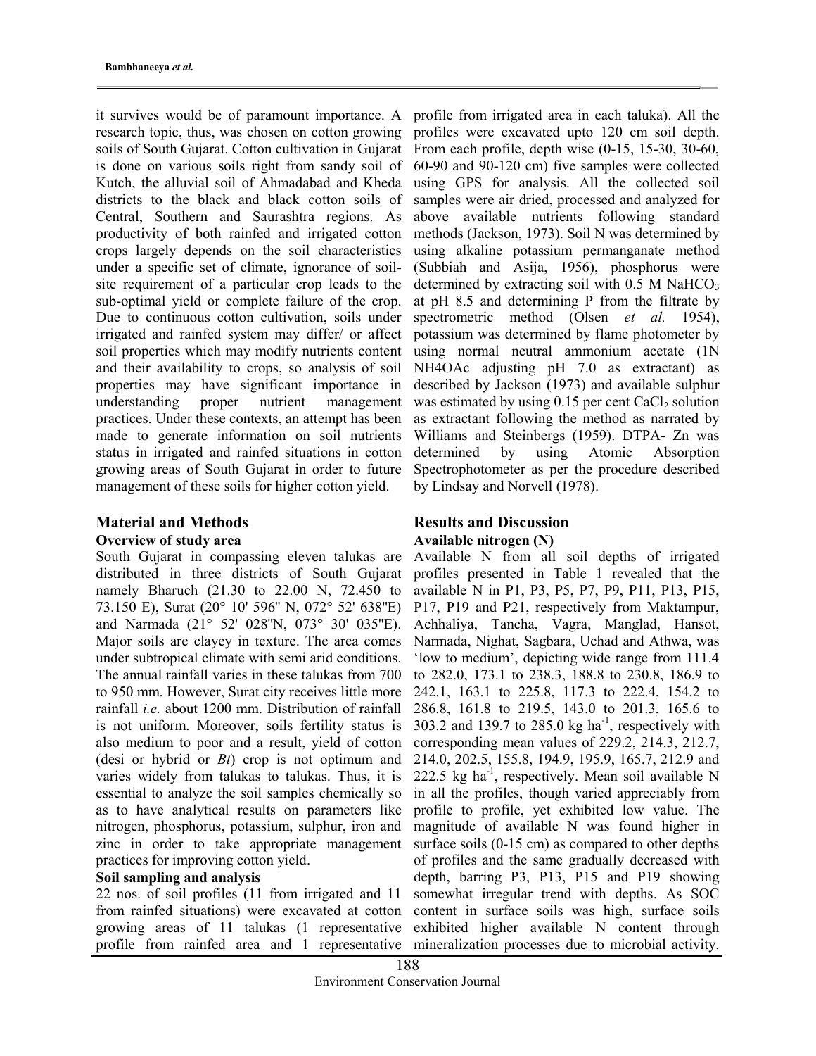it survives would be of paramount importance. A research topic, thus, was chosen on cotton growing soils of South Gujarat. Cotton cultivation in Gujarat is done on various soils right from sandy soil of Kutch, the alluvial soil of Ahmadabad and Kheda districts to the black and black cotton soils of Central, Southern and Saurashtra regions. As productivity of both rainfed and irrigated cotton crops largely depends on the soil characteristics under a specific set of climate, ignorance of soil-site requirement of a particular crop leads to the sub-optimal yield or complete failure of the crop. Due to continuous cotton cultivation, soils under irrigated and rainfed system may differ/ or affect soil properties which may modify nutrients content and their availability to crops, so analysis of soil properties may have significant importance in understanding proper nutrient management practices. Under these contexts, an attempt has been made to generate information on soil nutrients status in irrigated and rainfed situations in cotton growing areas of South Gujarat in order to future management of these soils for higher cotton yield.

## Material and Methods

### Overview of study area

South Gujarat in compassing eleven talukas are distributed in three districts of South Gujarat namely Bharuch (21.30 to 22.00 N, 72.450 to 73.150 E), Surat (20° 10' 596" N, 072° 52' 638"E) and Narmada (21° 52' 028"N, 073° 30' 035"E). Major soils are clayey in texture. The area comes under subtropical climate with semi arid conditions. The annual rainfall varies in these talukas from 700 to 950 mm. However, Surat city receives little more rainfall *i.e.* about 1200 mm. Distribution of rainfall is not uniform. Moreover, soils fertility status is also medium to poor and a result, yield of cotton (desi or hybrid or *Bt*) crop is not optimum and varies widely from talukas to talukas. Thus, it is essential to analyze the soil samples chemically so as to have analytical results on parameters like nitrogen, phosphorus, potassium, sulphur, iron and zinc in order to take appropriate management practices for improving cotton yield.

### Soil sampling and analysis

22 nos. of soil profiles (11 from irrigated and 11 from rainfed situations) were excavated at cotton growing areas of 11 talukas (1 representative profile from rainfed area and 1 representative profile from irrigated area in each taluka). All the profiles were excavated upto 120 cm soil depth. From each profile, depth wise (0-15, 15-30, 30-60, 60-90 and 90-120 cm) five samples were collected using GPS for analysis. All the collected soil samples were air dried, processed and analyzed for above available nutrients following standard methods (Jackson, 1973). Soil N was determined by using alkaline potassium permanganate method (Subbiah and Asija, 1956), phosphorus were determined by extracting soil with 0.5 M $NaHCO_3$ at pH 8.5 and determining P from the filtrate by spectrometric method (Olsen *et al.* 1954), potassium was determined by flame photometer by using normal neutral ammonium acetate (1N NH4OAc adjusting pH 7.0 as extractant) as described by Jackson (1973) and available sulphur was estimated by using 0.15 per cent $CaCl_2$ solution as extractant following the method as narrated by Williams and Steinbergs (1959). DTPA- Zn was determined by using Atomic Absorption Spectrophotometer as per the procedure described by Lindsay and Norvell (1978).

## Results and Discussion

### Available nitrogen (N)

Available N from all soil depths of irrigated profiles presented in Table 1 revealed that the available N in P1, P3, P5, P7, P9, P11, P13, P15, P17, P19 and P21, respectively from Maktampur, Achhaliya, Tancha, Vagra, Manglad, Hansot, Narmada, Nighat, Sagbara, Uchad and Athwa, was 'low to medium', depicting wide range from 111.4 to 282.0, 173.1 to 238.3, 188.8 to 230.8, 186.9 to 242.1, 163.1 to 225.8, 117.3 to 222.4, 154.2 to 286.8, 161.8 to 219.5, 143.0 to 201.3, 165.6 to 303.2 and 139.7 to 285.0 kg ha$^{-1}$, respectively with corresponding mean values of 229.2, 214.3, 212.7, 214.0, 202.5, 155.8, 194.9, 195.9, 165.7, 212.9 and 222.5 kg ha$^{-1}$, respectively. Mean soil available N in all the profiles, though varied appreciably from profile to profile, yet exhibited low value. The magnitude of available N was found higher in surface soils (0-15 cm) as compared to other depths of profiles and the same gradually decreased with depth, barring P3, P13, P15 and P19 showing somewhat irregular trend with depths. As SOC content in surface soils was high, surface soils exhibited higher available N content through mineralization processes due to microbial activity.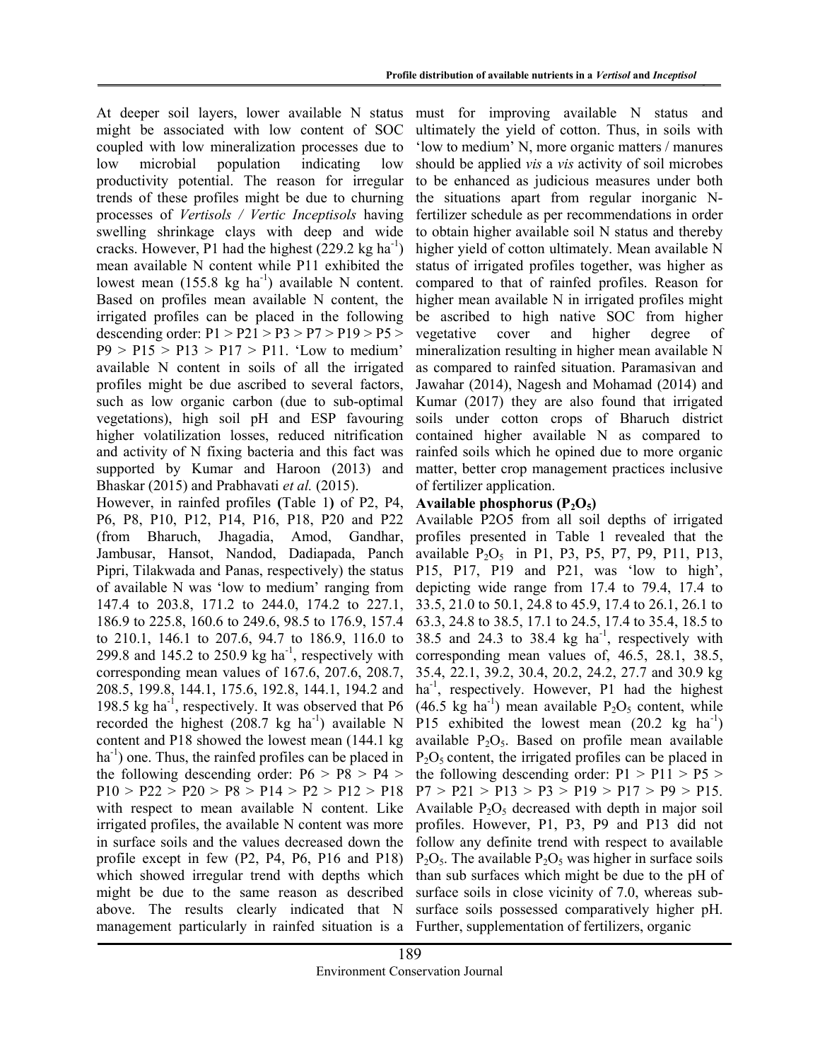At deeper soil layers, lower available N status might be associated with low content of SOC coupled with low mineralization processes due to low microbial population indicating low productivity potential. The reason for irregular trends of these profiles might be due to churning processes of *Vertisols / Vertic Inceptisols* having swelling shrinkage clays with deep and wide cracks. However, P1 had the highest (229.2 kg $ha^{-1}$) mean available N content while P11 exhibited the lowest mean (155.8 kg $ha^{-1}$) available N content. Based on profiles mean available N content, the irrigated profiles can be placed in the following descending order: P1 > P21 > P3 > P7 > P19 > P5 > P9 > P15 > P13 > P17 > P11. 'Low to medium' available N content in soils of all the irrigated profiles might be due ascribed to several factors, such as low organic carbon (due to sub-optimal vegetations), high soil pH and ESP favouring higher volatilization losses, reduced nitrification and activity of N fixing bacteria and this fact was supported by Kumar and Haroon (2013) and Bhaskar (2015) and Prabhavati *et al.* (2015).

However, in rainfed profiles **(**Table 1**)** of P2, P4, P6, P8, P10, P12, P14, P16, P18, P20 and P22 (from Bharuch, Jhagadia, Amod, Gandhar, Jambusar, Hansot, Nandod, Dadiapada, Panch Pipri, Tilakwada and Panas, respectively) the status of available N was 'low to medium' ranging from 147.4 to 203.8, 171.2 to 244.0, 174.2 to 227.1, 186.9 to 225.8, 160.6 to 249.6, 98.5 to 176.9, 157.4 to 210.1, 146.1 to 207.6, 94.7 to 186.9, 116.0 to 299.8 and 145.2 to 250.9 kg $ha^{-1}$, respectively with corresponding mean values of 167.6, 207.6, 208.7, 208.5, 199.8, 144.1, 175.6, 192.8, 144.1, 194.2 and 198.5 kg $ha^{-1}$, respectively. It was observed that P6 recorded the highest (208.7 kg $ha^{-1}$) available N content and P18 showed the lowest mean (144.1 kg $ha^{-1}$) one. Thus, the rainfed profiles can be placed in the following descending order: P6 > P8 > P4 > P10 > P22 > P20 > P8 > P14 > P2 > P12 > P18 with respect to mean available N content. Like irrigated profiles, the available N content was more in surface soils and the values decreased down the profile except in few (P2, P4, P6, P16 and P18) which showed irregular trend with depths which might be due to the same reason as described above. The results clearly indicated that N management particularly in rainfed situation is a must for improving available N status and ultimately the yield of cotton. Thus, in soils with 'low to medium' N, more organic matters / manures should be applied *vis* a *vis* activity of soil microbes to be enhanced as judicious measures under both the situations apart from regular inorganic N-fertilizer schedule as per recommendations in order to obtain higher available soil N status and thereby higher yield of cotton ultimately. Mean available N status of irrigated profiles together, was higher as compared to that of rainfed profiles. Reason for higher mean available N in irrigated profiles might be ascribed to high native SOC from higher vegetative cover and higher degree of mineralization resulting in higher mean available N as compared to rainfed situation. Paramasivan and Jawahar (2014), Nagesh and Mohamad (2014) and Kumar (2017) they are also found that irrigated soils under cotton crops of Bharuch district contained higher available N as compared to rainfed soils which he opined due to more organic matter, better crop management practices inclusive of fertilizer application.

### Available phosphorus ($P_2O_5$)

Available P2O5 from all soil depths of irrigated profiles presented in Table 1 revealed that the available $P_2O_5$ in P1, P3, P5, P7, P9, P11, P13, P15, P17, P19 and P21, was 'low to high', depicting wide range from 17.4 to 79.4, 17.4 to 33.5, 21.0 to 50.1, 24.8 to 45.9, 17.4 to 26.1, 26.1 to 63.3, 24.8 to 38.5, 17.1 to 24.5, 17.4 to 35.4, 18.5 to 38.5 and 24.3 to 38.4 kg $ha^{-1}$, respectively with corresponding mean values of, 46.5, 28.1, 38.5, 35.4, 22.1, 39.2, 30.4, 20.2, 24.2, 27.7 and 30.9 kg $ha^{-1}$, respectively. However, P1 had the highest (46.5 kg $ha^{-1}$) mean available $P_2O_5$ content, while P15 exhibited the lowest mean (20.2 kg $ha^{-1}$) available $P_2O_5$. Based on profile mean available $P_2O_5$ content, the irrigated profiles can be placed in the following descending order: P1 > P11 > P5 > P7 > P21 > P13 > P3 > P19 > P17 > P9 > P15. Available $P_2O_5$ decreased with depth in major soil profiles. However, P1, P3, P9 and P13 did not follow any definite trend with respect to available $P_2O_5$. The available $P_2O_5$ was higher in surface soils than sub surfaces which might be due to the pH of surface soils in close vicinity of 7.0, whereas sub-surface soils possessed comparatively higher pH. Further, supplementation of fertilizers, organic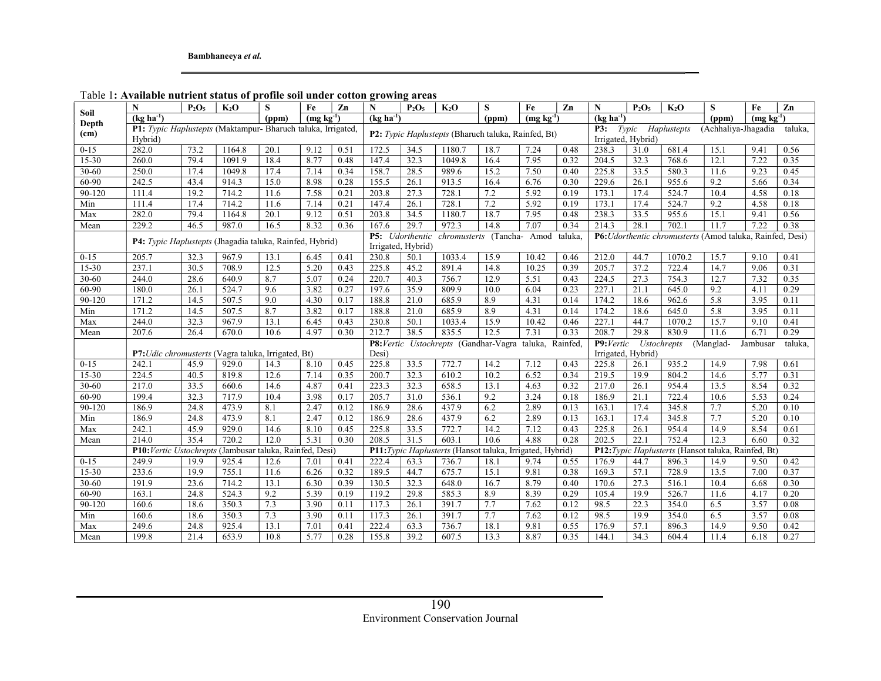Table 1: **Available nutrient status of profile soil under cotton growing areas**

| Soil Depth (cm) | N | $P_2O_5$ | $K_2O$ | S | Fe | Zn | N | $P_2O_5$ | $K_2O$ | S | Fe | Zn | N | $P_2O_5$ | $K_2O$ | S | Fe | Zn |
|---|---|---|---|---|---|---|---|---|---|---|---|---|---|---|---|---|---|---|
| | (kg ha$^{-1}$) | | | (ppm) | (mg kg$^{-1}$) | | (kg ha$^{-1}$) | | | (ppm) | (mg kg$^{-1}$) | | (kg ha$^{-1}$) | | | (ppm) | (mg kg$^{-1}$) | |
| | **P1:** *Typic Haplustepts* (Maktampur- Bharuch taluka, Irrigated, Hybrid) | | | | | | **P2:** *Typic Haplustepts* (Bharuch taluka, Rainfed, Bt) | | | | | | **P3:** *Typic Haplustepts* (Achhaliya-Jhagadia taluka, Irrigated, Hybrid) | | | | | |
| 0-15 | 282.0 | 73.2 | 1164.8 | 20.1 | 9.12 | 0.51 | 172.5 | 34.5 | 1180.7 | 18.7 | 7.24 | 0.48 | 238.3 | 31.0 | 681.4 | 15.1 | 9.41 | 0.56 |
| 15-30 | 260.0 | 79.4 | 1091.9 | 18.4 | 8.77 | 0.48 | 147.4 | 32.3 | 1049.8 | 16.4 | 7.95 | 0.32 | 204.5 | 32.3 | 768.6 | 12.1 | 7.22 | 0.35 |
| 30-60 | 250.0 | 17.4 | 1049.8 | 17.4 | 7.14 | 0.34 | 158.7 | 28.5 | 989.6 | 15.2 | 7.50 | 0.40 | 225.8 | 33.5 | 580.3 | 11.6 | 9.23 | 0.45 |
| 60-90 | 242.5 | 43.4 | 914.3 | 15.0 | 8.98 | 0.28 | 155.5 | 26.1 | 913.5 | 16.4 | 6.76 | 0.30 | 229.6 | 26.1 | 955.6 | 9.2 | 5.66 | 0.34 |
| 90-120 | 111.4 | 19.2 | 714.2 | 11.6 | 7.58 | 0.21 | 203.8 | 27.3 | 728.1 | 7.2 | 5.92 | 0.19 | 173.1 | 17.4 | 524.7 | 10.4 | 4.58 | 0.18 |
| Min | 111.4 | 17.4 | 714.2 | 11.6 | 7.14 | 0.21 | 147.4 | 26.1 | 728.1 | 7.2 | 5.92 | 0.19 | 173.1 | 17.4 | 524.7 | 9.2 | 4.58 | 0.18 |
| Max | 282.0 | 79.4 | 1164.8 | 20.1 | 9.12 | 0.51 | 203.8 | 34.5 | 1180.7 | 18.7 | 7.95 | 0.48 | 238.3 | 33.5 | 955.6 | 15.1 | 9.41 | 0.56 |
| Mean | 229.2 | 46.5 | 987.0 | 16.5 | 8.32 | 0.36 | 167.6 | 29.7 | 972.3 | 14.8 | 7.07 | 0.34 | 214.3 | 28.1 | 702.1 | 11.7 | 7.22 | 0.38 |
| | **P4:** *Typic Haplustepts* (Jhagadia taluka, Rainfed, Hybrid) | | | | | | **P5:** *Udorthentic chromusterts* (Tancha- Amod taluka, Irrigated, Hybrid) | | | | | | **P6:** *Udorthentic chromusterts* (Amod taluka, Rainfed, Desi) | | | | | |
| 0-15 | 205.7 | 32.3 | 967.9 | 13.1 | 6.45 | 0.41 | 230.8 | 50.1 | 1033.4 | 15.9 | 10.42 | 0.46 | 212.0 | 44.7 | 1070.2 | 15.7 | 9.10 | 0.41 |
| 15-30 | 237.1 | 30.5 | 708.9 | 12.5 | 5.20 | 0.43 | 225.8 | 45.2 | 891.4 | 14.8 | 10.25 | 0.39 | 205.7 | 37.2 | 722.4 | 14.7 | 9.06 | 0.31 |
| 30-60 | 244.0 | 28.6 | 640.9 | 8.7 | 5.07 | 0.24 | 220.7 | 40.3 | 756.7 | 12.9 | 5.51 | 0.43 | 224.5 | 27.3 | 754.3 | 12.7 | 7.32 | 0.35 |
| 60-90 | 180.0 | 26.1 | 524.7 | 9.6 | 3.82 | 0.27 | 197.6 | 35.9 | 809.9 | 10.0 | 6.04 | 0.23 | 227.1 | 21.1 | 645.0 | 9.2 | 4.11 | 0.29 |
| 90-120 | 171.2 | 14.5 | 507.5 | 9.0 | 4.30 | 0.17 | 188.8 | 21.0 | 685.9 | 8.9 | 4.31 | 0.14 | 174.2 | 18.6 | 962.6 | 5.8 | 3.95 | 0.11 |
| Min | 171.2 | 14.5 | 507.5 | 8.7 | 3.82 | 0.17 | 188.8 | 21.0 | 685.9 | 8.9 | 4.31 | 0.14 | 174.2 | 18.6 | 645.0 | 5.8 | 3.95 | 0.11 |
| Max | 244.0 | 32.3 | 967.9 | 13.1 | 6.45 | 0.43 | 230.8 | 50.1 | 1033.4 | 15.9 | 10.42 | 0.46 | 227.1 | 44.7 | 1070.2 | 15.7 | 9.10 | 0.41 |
| Mean | 207.6 | 26.4 | 670.0 | 10.6 | 4.97 | 0.30 | 212.7 | 38.5 | 835.5 | 12.5 | 7.31 | 0.33 | 208.7 | 29.8 | 830.9 | 11.6 | 6.71 | 0.29 |
| | **P7:** *Udic chromusterts* (Vagra taluka, Irrigated, Bt) | | | | | | **P8:** *Vertic Ustochrepts* (Gandhar-Vagra taluka, Rainfed, Desi) | | | | | | **P9:** *Vertic Ustochrepts* (Manglad- Jambusar taluka, Irrigated, Hybrid) | | | | | |
| 0-15 | 242.1 | 45.9 | 929.0 | 14.3 | 8.10 | 0.45 | 225.8 | 33.5 | 772.7 | 14.2 | 7.12 | 0.43 | 225.8 | 26.1 | 935.2 | 14.9 | 7.98 | 0.61 |
| 15-30 | 224.5 | 40.5 | 819.8 | 12.6 | 7.14 | 0.35 | 200.7 | 32.3 | 610.2 | 10.2 | 6.52 | 0.34 | 219.5 | 19.9 | 804.2 | 14.6 | 5.77 | 0.31 |
| 30-60 | 217.0 | 33.5 | 660.6 | 14.6 | 4.87 | 0.41 | 223.3 | 32.3 | 658.5 | 13.1 | 4.63 | 0.32 | 217.0 | 26.1 | 954.4 | 13.5 | 8.54 | 0.32 |
| 60-90 | 199.4 | 32.3 | 717.9 | 10.4 | 3.98 | 0.17 | 205.7 | 31.0 | 536.1 | 9.2 | 3.24 | 0.18 | 186.9 | 21.1 | 722.4 | 10.6 | 5.53 | 0.24 |
| 90-120 | 186.9 | 24.8 | 473.9 | 8.1 | 2.47 | 0.12 | 186.9 | 28.6 | 437.9 | 6.2 | 2.89 | 0.13 | 163.1 | 17.4 | 345.8 | 7.7 | 5.20 | 0.10 |
| Min | 186.9 | 24.8 | 473.9 | 8.1 | 2.47 | 0.12 | 186.9 | 28.6 | 437.9 | 6.2 | 2.89 | 0.13 | 163.1 | 17.4 | 345.8 | 7.7 | 5.20 | 0.10 |
| Max | 242.1 | 45.9 | 929.0 | 14.6 | 8.10 | 0.45 | 225.8 | 33.5 | 772.7 | 14.2 | 7.12 | 0.43 | 225.8 | 26.1 | 954.4 | 14.9 | 8.54 | 0.61 |
| Mean | 214.0 | 35.4 | 720.2 | 12.0 | 5.31 | 0.30 | 208.5 | 31.5 | 603.1 | 10.6 | 4.88 | 0.28 | 202.5 | 22.1 | 752.4 | 12.3 | 6.60 | 0.32 |
| | **P10:** *Vertic Ustochrepts* (Jambusar taluka, Rainfed, Desi) | | | | | | **P11:** *Typic Haplusterts* (Hansot taluka, Irrigated, Hybrid) | | | | | | **P12:** *Typic Haplusterts* (Hansot taluka, Rainfed, Bt) | | | | | |
| 0-15 | 249.9 | 19.9 | 925.4 | 12.6 | 7.01 | 0.41 | 222.4 | 63.3 | 736.7 | 18.1 | 9.74 | 0.55 | 176.9 | 44.7 | 896.3 | 14.9 | 9.50 | 0.42 |
| 15-30 | 233.6 | 19.9 | 755.1 | 11.6 | 6.26 | 0.32 | 189.5 | 44.7 | 675.7 | 15.1 | 9.81 | 0.38 | 169.3 | 57.1 | 728.9 | 13.5 | 7.00 | 0.37 |
| 30-60 | 191.9 | 23.6 | 714.2 | 13.1 | 6.30 | 0.39 | 130.5 | 32.3 | 648.0 | 16.7 | 8.79 | 0.40 | 170.6 | 27.3 | 516.1 | 10.4 | 6.68 | 0.30 |
| 60-90 | 163.1 | 24.8 | 524.3 | 9.2 | 5.39 | 0.19 | 119.2 | 29.8 | 585.3 | 8.9 | 8.39 | 0.29 | 105.4 | 19.9 | 526.7 | 11.6 | 4.17 | 0.20 |
| 90-120 | 160.6 | 18.6 | 350.3 | 7.3 | 3.90 | 0.11 | 117.3 | 26.1 | 391.7 | 7.7 | 7.62 | 0.12 | 98.5 | 22.3 | 354.0 | 6.5 | 3.57 | 0.08 |
| Min | 160.6 | 18.6 | 350.3 | 7.3 | 3.90 | 0.11 | 117.3 | 26.1 | 391.7 | 7.7 | 7.62 | 0.12 | 98.5 | 19.9 | 354.0 | 6.5 | 3.57 | 0.08 |
| Max | 249.6 | 24.8 | 925.4 | 13.1 | 7.01 | 0.41 | 222.4 | 63.3 | 736.7 | 18.1 | 9.81 | 0.55 | 176.9 | 57.1 | 896.3 | 14.9 | 9.50 | 0.42 |
| Mean | 199.8 | 21.4 | 653.9 | 10.8 | 5.77 | 0.28 | 155.8 | 39.2 | 607.5 | 13.3 | 8.87 | 0.35 | 144.1 | 34.3 | 604.4 | 11.4 | 6.18 | 0.27 |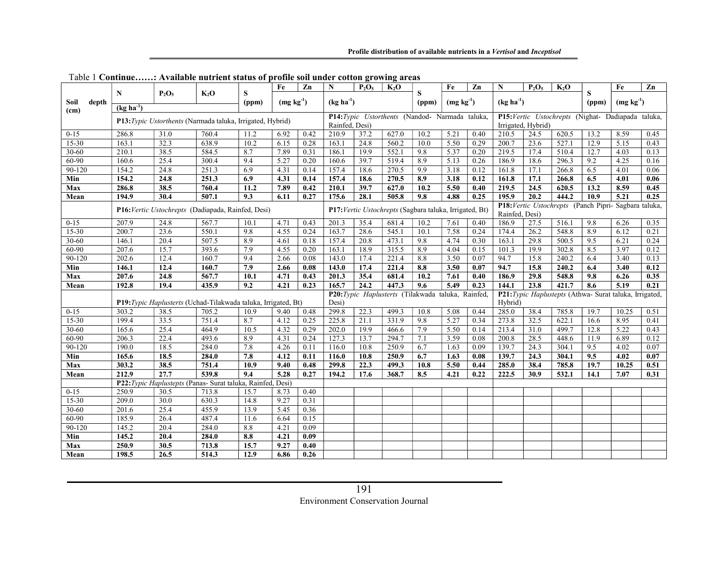Table 1 **Continue……: Available nutrient status of profile soil under cotton growing areas**

| Soil depth (cm) | N | $P_2O_5$ | $K_2O$ | S | Fe | Zn | N | $P_2O_5$ | $K_2O$ | S | Fe | Zn | N | $P_2O_5$ | $K_2O$ | S | Fe | Zn |
|---|---|---|---|---|---|---|---|---|---|---|---|---|---|---|---|---|---|---|
| | (kg ha$^{-1}$) | | | (ppm) | (mg kg$^{-1}$) | | (kg ha$^{-1}$) | | | (ppm) | (mg kg$^{-1}$) | | (kg ha$^{-1}$) | | | (ppm) | (mg kg$^{-1}$) | |
| | **P13:** *Typic Ustorthents* (Narmada taluka, Irrigated, Hybrid) | | | | | | **P14:** *Typic Ustorthents* (Nandod- Narmada taluka, Rainfed, Desi) | | | | | | **P15:** *Vertic Ustochrepts* (Nighat- Dadiapada taluka, Irrigated, Hybrid) | | | | | |
| 0-15 | 286.8 | 31.0 | 760.4 | 11.2 | 6.92 | 0.42 | 210.9 | 37.2 | 627.0 | 10.2 | 5.21 | 0.40 | 210.5 | 24.5 | 620.5 | 13.2 | 8.59 | 0.45 |
| 15-30 | 163.1 | 32.3 | 638.9 | 10.2 | 6.15 | 0.28 | 163.1 | 24.8 | 560.2 | 10.0 | 5.50 | 0.29 | 200.7 | 23.6 | 527.1 | 12.9 | 5.15 | 0.43 |
| 30-60 | 210.1 | 38.5 | 584.5 | 8.7 | 7.89 | 0.31 | 186.1 | 19.9 | 552.1 | 9.8 | 5.37 | 0.20 | 219.5 | 17.4 | 510.4 | 12.7 | 4.03 | 0.13 |
| 60-90 | 160.6 | 25.4 | 300.4 | 9.4 | 5.27 | 0.20 | 160.6 | 39.7 | 519.4 | 8.9 | 5.13 | 0.26 | 186.9 | 18.6 | 296.3 | 9.2 | 4.25 | 0.16 |
| 90-120 | 154.2 | 24.8 | 251.3 | 6.9 | 4.31 | 0.14 | 157.4 | 18.6 | 270.5 | 9.9 | 3.18 | 0.12 | 161.8 | 17.1 | 266.8 | 6.5 | 4.01 | 0.06 |
| **Min** | **154.2** | **24.8** | **251.3** | **6.9** | **4.31** | **0.14** | **157.4** | **18.6** | **270.5** | **8.9** | **3.18** | **0.12** | **161.8** | **17.1** | **266.8** | **6.5** | **4.01** | **0.06** |
| **Max** | **286.8** | **38.5** | **760.4** | **11.2** | **7.89** | **0.42** | **210.1** | **39.7** | **627.0** | **10.2** | **5.50** | **0.40** | **219.5** | **24.5** | **620.5** | **13.2** | **8.59** | **0.45** |
| **Mean** | **194.9** | **30.4** | **507.1** | **9.3** | **6.11** | **0.27** | **175.6** | **28.1** | **505.8** | **9.8** | **4.88** | **0.25** | **195.9** | **20.2** | **444.2** | **10.9** | **5.21** | **0.25** |
| | **P16:** *Vertic Ustochrepts* (Dadiapada, Rainfed, Desi) | | | | | | **P17:** *Vertic Ustochrepts* (Sagbara taluka, Irrigated, Bt) | | | | | | **P18:** *Vertic Ustochrepts* (Panch Pipri- Sagbara taluka, Rainfed, Desi) | | | | | |
| 0-15 | 207.9 | 24.8 | 567.7 | 10.1 | 4.71 | 0.43 | 201.3 | 35.4 | 681.4 | 10.2 | 7.61 | 0.40 | 186.9 | 27.5 | 516.1 | 9.8 | 6.26 | 0.35 |
| 15-30 | 200.7 | 23.6 | 550.1 | 9.8 | 4.55 | 0.24 | 163.7 | 28.6 | 545.1 | 10.1 | 7.58 | 0.24 | 174.4 | 26.2 | 548.8 | 8.9 | 6.12 | 0.21 |
| 30-60 | 146.1 | 20.4 | 507.5 | 8.9 | 4.61 | 0.18 | 157.4 | 20.8 | 473.1 | 9.8 | 4.74 | 0.30 | 163.1 | 29.8 | 500.5 | 9.5 | 6.21 | 0.24 |
| 60-90 | 207.6 | 15.7 | 393.6 | 7.9 | 4.55 | 0.20 | 163.1 | 18.9 | 315.5 | 8.9 | 4.04 | 0.15 | 101.3 | 19.9 | 302.8 | 8.5 | 3.97 | 0.12 |
| 90-120 | 202.6 | 12.4 | 160.7 | 9.4 | 2.66 | 0.08 | 143.0 | 17.4 | 221.4 | 8.8 | 3.50 | 0.07 | 94.7 | 15.8 | 240.2 | 6.4 | 3.40 | 0.13 |
| **Min** | **146.1** | **12.4** | **160.7** | **7.9** | **2.66** | **0.08** | **143.0** | **17.4** | **221.4** | **8.8** | **3.50** | **0.07** | **94.7** | **15.8** | **240.2** | **6.4** | **3.40** | **0.12** |
| **Max** | **207.6** | **24.8** | **567.7** | **10.1** | **4.71** | **0.43** | **201.3** | **35.4** | **681.4** | **10.2** | **7.61** | **0.40** | **186.9** | **29.8** | **548.8** | **9.8** | **6.26** | **0.35** |
| **Mean** | **192.8** | **19.4** | **435.9** | **9.2** | **4.21** | **0.23** | **165.7** | **24.2** | **447.3** | **9.6** | **5.49** | **0.23** | **144.1** | **23.8** | **421.7** | **8.6** | **5.19** | **0.21** |
| | **P19:** *Typic Haplusterts* (Uchad-Tilakwada taluka, Irrigated, Bt) | | | | | | **P20:** *Typic Haplusterts* (Tilakwada taluka, Rainfed, Desi) | | | | | | **P21:** *Typic Haplustepts* (Athwa- Surat taluka, Irrigated, Hybrid) | | | | | |
| 0-15 | 303.2 | 38.5 | 705.2 | 10.9 | 9.40 | 0.48 | 299.8 | 22.3 | 499.3 | 10.8 | 5.08 | 0.44 | 285.0 | 38.4 | 785.8 | 19.7 | 10.25 | 0.51 |
| 15-30 | 199.4 | 33.5 | 751.4 | 8.7 | 4.12 | 0.25 | 225.8 | 21.1 | 331.9 | 9.8 | 5.27 | 0.34 | 273.8 | 32.5 | 622.1 | 16.6 | 8.95 | 0.41 |
| 30-60 | 165.6 | 25.4 | 464.9 | 10.5 | 4.32 | 0.29 | 202.0 | 19.9 | 466.6 | 7.9 | 5.50 | 0.14 | 213.4 | 31.0 | 499.7 | 12.8 | 5.22 | 0.43 |
| 60-90 | 206.3 | 22.4 | 493.6 | 8.9 | 4.31 | 0.24 | 127.3 | 13.7 | 294.7 | 7.1 | 3.59 | 0.08 | 200.8 | 28.5 | 448.6 | 11.9 | 6.89 | 0.12 |
| 90-120 | 190.0 | 18.5 | 284.0 | 7.8 | 4.26 | 0.11 | 116.0 | 10.8 | 250.9 | 6.7 | 1.63 | 0.09 | 139.7 | 24.3 | 304.1 | 9.5 | 4.02 | 0.07 |
| **Min** | **165.6** | **18.5** | **284.0** | **7.8** | **4.12** | **0.11** | **116.0** | **10.8** | **250.9** | **6.7** | **1.63** | **0.08** | **139.7** | **24.3** | **304.1** | **9.5** | **4.02** | **0.07** |
| **Max** | **303.2** | **38.5** | **751.4** | **10.9** | **9.40** | **0.48** | **299.8** | **22.3** | **499.3** | **10.8** | **5.50** | **0.44** | **285.0** | **38.4** | **785.8** | **19.7** | **10.25** | **0.51** |
| **Mean** | **212.9** | **27.7** | **539.8** | **9.4** | **5.28** | **0.27** | **194.2** | **17.6** | **368.7** | **8.5** | **4.21** | **0.22** | **222.5** | **30.9** | **532.1** | **14.1** | **7.07** | **0.31** |
| | **P22:** *Typic Haplustepts* (Panas- Surat taluka, Rainfed, Desi) | | | | | | | | | | | | | | | | | |
| 0-15 | 250.9 | 30.5 | 713.8 | 15.7 | 8.73 | 0.40 | | | | | | | | | | | | |
| 15-30 | 209.0 | 30.0 | 630.3 | 14.8 | 9.27 | 0.31 | | | | | | | | | | | | |
| 30-60 | 201.6 | 25.4 | 455.9 | 13.9 | 5.45 | 0.36 | | | | | | | | | | | | |
| 60-90 | 185.9 | 26.4 | 487.4 | 11.6 | 6.64 | 0.15 | | | | | | | | | | | | |
| 90-120 | 145.2 | 20.4 | 284.0 | 8.8 | 4.21 | 0.09 | | | | | | | | | | | | |
| **Min** | **145.2** | **20.4** | **284.0** | **8.8** | **4.21** | **0.09** | | | | | | | | | | | | |
| **Max** | **250.9** | **30.5** | **713.8** | **15.7** | **9.27** | **0.40** | | | | | | | | | | | | |
| **Mean** | **198.5** | **26.5** | **514.3** | **12.9** | **6.86** | **0.26** | | | | | | | | | | | | |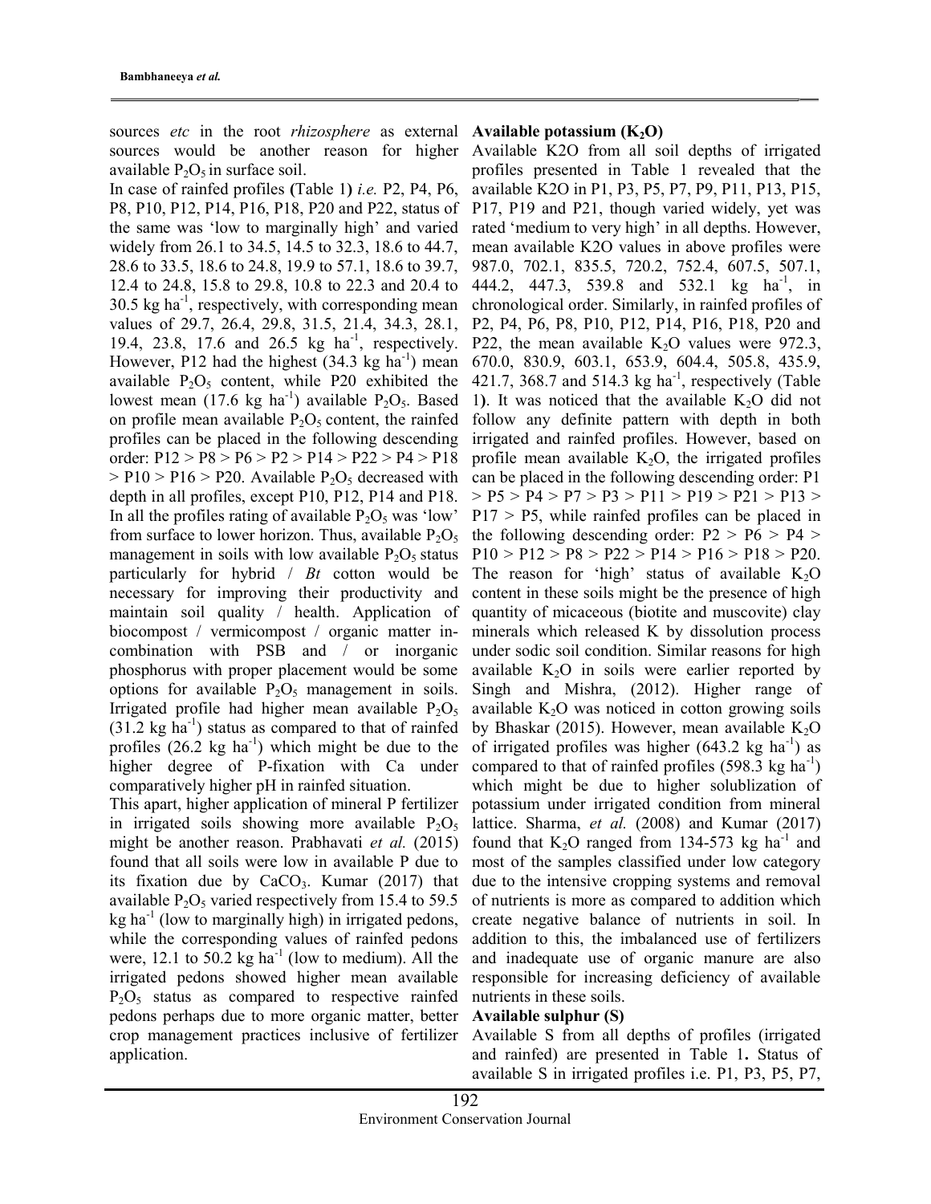sources *etc* in the root *rhizosphere* as external sources would be another reason for higher available $P_2O_5$ in surface soil.

In case of rainfed profiles (Table 1) *i.e.* P2, P4, P6, P8, P10, P12, P14, P16, P18, P20 and P22, status of the same was 'low to marginally high' and varied widely from 26.1 to 34.5, 14.5 to 32.3, 18.6 to 44.7, 28.6 to 33.5, 18.6 to 24.8, 19.9 to 57.1, 18.6 to 39.7, 12.4 to 24.8, 15.8 to 29.8, 10.8 to 22.3 and 20.4 to 30.5 kg ha$^{-1}$, respectively, with corresponding mean values of 29.7, 26.4, 29.8, 31.5, 21.4, 34.3, 28.1, 19.4, 23.8, 17.6 and 26.5 kg ha$^{-1}$, respectively. However, P12 had the highest (34.3 kg ha$^{-1}$) mean available $P_2O_5$ content, while P20 exhibited the lowest mean (17.6 kg ha$^{-1}$) available $P_2O_5$. Based on profile mean available $P_2O_5$ content, the rainfed profiles can be placed in the following descending order: P12 > P8 > P6 > P2 > P14 > P22 > P4 > P18 > P10 > P16 > P20. Available $P_2O_5$ decreased with depth in all profiles, except P10, P12, P14 and P18. In all the profiles rating of available $P_2O_5$ was 'low' from surface to lower horizon. Thus, available $P_2O_5$ management in soils with low available $P_2O_5$ status particularly for hybrid / *Bt* cotton would be necessary for improving their productivity and maintain soil quality / health. Application of biocompost / vermicompost / organic matter in-combination with PSB and / or inorganic phosphorus with proper placement would be some options for available $P_2O_5$ management in soils. Irrigated profile had higher mean available $P_2O_5$ (31.2 kg ha$^{-1}$) status as compared to that of rainfed profiles (26.2 kg ha$^{-1}$) which might be due to the higher degree of P-fixation with Ca under comparatively higher pH in rainfed situation.

This apart, higher application of mineral P fertilizer in irrigated soils showing more available $P_2O_5$ might be another reason. Prabhavati *et al.* (2015) found that all soils were low in available P due to its fixation due by $CaCO_3$. Kumar (2017) that available $P_2O_5$ varied respectively from 15.4 to 59.5 kg ha$^{-1}$ (low to marginally high) in irrigated pedons, while the corresponding values of rainfed pedons were, 12.1 to 50.2 kg ha$^{-1}$ (low to medium). All the irrigated pedons showed higher mean available $P_2O_5$ status as compared to respective rainfed pedons perhaps due to more organic matter, better crop management practices inclusive of fertilizer application.

**Available potassium ($K_2O$)**

Available K2O from all soil depths of irrigated profiles presented in Table 1 revealed that the available K2O in P1, P3, P5, P7, P9, P11, P13, P15, P17, P19 and P21, though varied widely, yet was rated 'medium to very high' in all depths. However, mean available K2O values in above profiles were 987.0, 702.1, 835.5, 720.2, 752.4, 607.5, 507.1, 444.2, 447.3, 539.8 and 532.1 kg ha$^{-1}$, in chronological order. Similarly, in rainfed profiles of P2, P4, P6, P8, P10, P12, P14, P16, P18, P20 and P22, the mean available $K_2O$ values were 972.3, 670.0, 830.9, 603.1, 653.9, 604.4, 505.8, 435.9, 421.7, 368.7 and 514.3 kg ha$^{-1}$, respectively (Table 1). It was noticed that the available $K_2O$ did not follow any definite pattern with depth in both irrigated and rainfed profiles. However, based on profile mean available $K_2O$, the irrigated profiles can be placed in the following descending order: P1 > P5 > P4 > P7 > P3 > P11 > P19 > P21 > P13 > P17 > P5, while rainfed profiles can be placed in the following descending order: P2 > P6 > P4 > P10 > P12 > P8 > P22 > P14 > P16 > P18 > P20. The reason for 'high' status of available $K_2O$ content in these soils might be the presence of high quantity of micaceous (biotite and muscovite) clay minerals which released K by dissolution process under sodic soil condition. Similar reasons for high available $K_2O$ in soils were earlier reported by Singh and Mishra, (2012). Higher range of available $K_2O$ was noticed in cotton growing soils by Bhaskar (2015). However, mean available $K_2O$ of irrigated profiles was higher (643.2 kg ha$^{-1}$) as compared to that of rainfed profiles (598.3 kg ha$^{-1}$) which might be due to higher solublization of potassium under irrigated condition from mineral lattice. Sharma, *et al.* (2008) and Kumar (2017) found that $K_2O$ ranged from 134-573 kg ha$^{-1}$ and most of the samples classified under low category due to the intensive cropping systems and removal of nutrients is more as compared to addition which create negative balance of nutrients in soil. In addition to this, the imbalanced use of fertilizers and inadequate use of organic manure are also responsible for increasing deficiency of available nutrients in these soils.

**Available sulphur (S)**

Available S from all depths of profiles (irrigated and rainfed) are presented in Table 1. Status of available S in irrigated profiles i.e. P1, P3, P5, P7,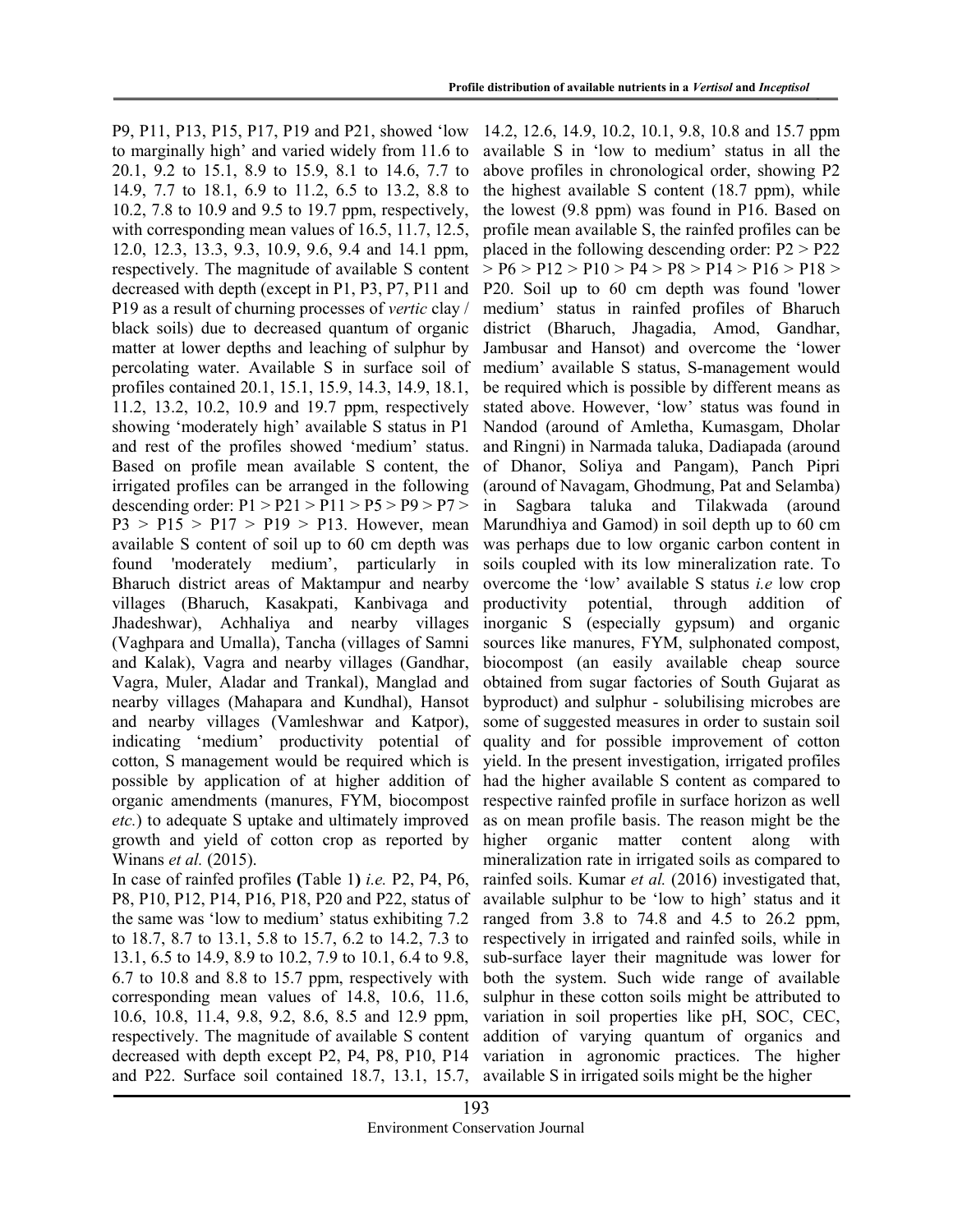P9, P11, P13, P15, P17, P19 and P21, showed 'low to marginally high' and varied widely from 11.6 to 20.1, 9.2 to 15.1, 8.9 to 15.9, 8.1 to 14.6, 7.7 to 14.9, 7.7 to 18.1, 6.9 to 11.2, 6.5 to 13.2, 8.8 to 10.2, 7.8 to 10.9 and 9.5 to 19.7 ppm, respectively, with corresponding mean values of 16.5, 11.7, 12.5, 12.0, 12.3, 13.3, 9.3, 10.9, 9.6, 9.4 and 14.1 ppm, respectively. The magnitude of available S content decreased with depth (except in P1, P3, P7, P11 and P19 as a result of churning processes of *vertic* clay / black soils) due to decreased quantum of organic matter at lower depths and leaching of sulphur by percolating water. Available S in surface soil of profiles contained 20.1, 15.1, 15.9, 14.3, 14.9, 18.1, 11.2, 13.2, 10.2, 10.9 and 19.7 ppm, respectively showing 'moderately high' available S status in P1 and rest of the profiles showed 'medium' status. Based on profile mean available S content, the irrigated profiles can be arranged in the following descending order: P1 > P21 > P11 > P5 > P9 > P7 > P3 > P15 > P17 > P19 > P13. However, mean available S content of soil up to 60 cm depth was found 'moderately medium', particularly in Bharuch district areas of Maktampur and nearby villages (Bharuch, Kasakpati, Kanbivaga and Jhadeshwar), Achhaliya and nearby villages (Vaghpara and Umalla), Tancha (villages of Samni and Kalak), Vagra and nearby villages (Gandhar, Vagra, Muler, Aladar and Trankal), Manglad and nearby villages (Mahapara and Kundhal), Hansot and nearby villages (Vamleshwar and Katpor), indicating 'medium' productivity potential of cotton, S management would be required which is possible by application of at higher addition of organic amendments (manures, FYM, biocompost *etc.*) to adequate S uptake and ultimately improved growth and yield of cotton crop as reported by Winans *et al.* (2015).

In case of rainfed profiles (Table 1) *i.e.* P2, P4, P6, P8, P10, P12, P14, P16, P18, P20 and P22, status of the same was 'low to medium' status exhibiting 7.2 to 18.7, 8.7 to 13.1, 5.8 to 15.7, 6.2 to 14.2, 7.3 to 13.1, 6.5 to 14.9, 8.9 to 10.2, 7.9 to 10.1, 6.4 to 9.8, 6.7 to 10.8 and 8.8 to 15.7 ppm, respectively with corresponding mean values of 14.8, 10.6, 11.6, 10.6, 10.8, 11.4, 9.8, 9.2, 8.6, 8.5 and 12.9 ppm, respectively. The magnitude of available S content decreased with depth except P2, P4, P8, P10, P14 and P22. Surface soil contained 18.7, 13.1, 15.7, 14.2, 12.6, 14.9, 10.2, 10.1, 9.8, 10.8 and 15.7 ppm available S in 'low to medium' status in all the above profiles in chronological order, showing P2 the highest available S content (18.7 ppm), while the lowest (9.8 ppm) was found in P16. Based on profile mean available S, the rainfed profiles can be placed in the following descending order: P2 > P22 > P6 > P12 > P10 > P4 > P8 > P14 > P16 > P18 > P20. Soil up to 60 cm depth was found 'lower medium' status in rainfed profiles of Bharuch district (Bharuch, Jhagadia, Amod, Gandhar, Jambusar and Hansot) and overcome the 'lower medium' available S status, S-management would be required which is possible by different means as stated above. However, 'low' status was found in Nandod (around of Amletha, Kumasgam, Dholar and Ringni) in Narmada taluka, Dadiapada (around of Dhanor, Soliya and Pangam), Panch Pipri (around of Navagam, Ghodmung, Pat and Selamba) in Sagbara taluka and Tilakwada (around Marundhiya and Gamod) in soil depth up to 60 cm was perhaps due to low organic carbon content in soils coupled with its low mineralization rate. To overcome the 'low' available S status *i.e* low crop productivity potential, through addition of inorganic S (especially gypsum) and organic sources like manures, FYM, sulphonated compost, biocompost (an easily available cheap source obtained from sugar factories of South Gujarat as byproduct) and sulphur - solubilising microbes are some of suggested measures in order to sustain soil quality and for possible improvement of cotton yield. In the present investigation, irrigated profiles had the higher available S content as compared to respective rainfed profile in surface horizon as well as on mean profile basis. The reason might be the higher organic matter content along with mineralization rate in irrigated soils as compared to rainfed soils. Kumar *et al.* (2016) investigated that, available sulphur to be 'low to high' status and it ranged from 3.8 to 74.8 and 4.5 to 26.2 ppm, respectively in irrigated and rainfed soils, while in sub-surface layer their magnitude was lower for both the system. Such wide range of available sulphur in these cotton soils might be attributed to variation in soil properties like pH, SOC, CEC, addition of varying quantum of organics and variation in agronomic practices. The higher available S in irrigated soils might be the higher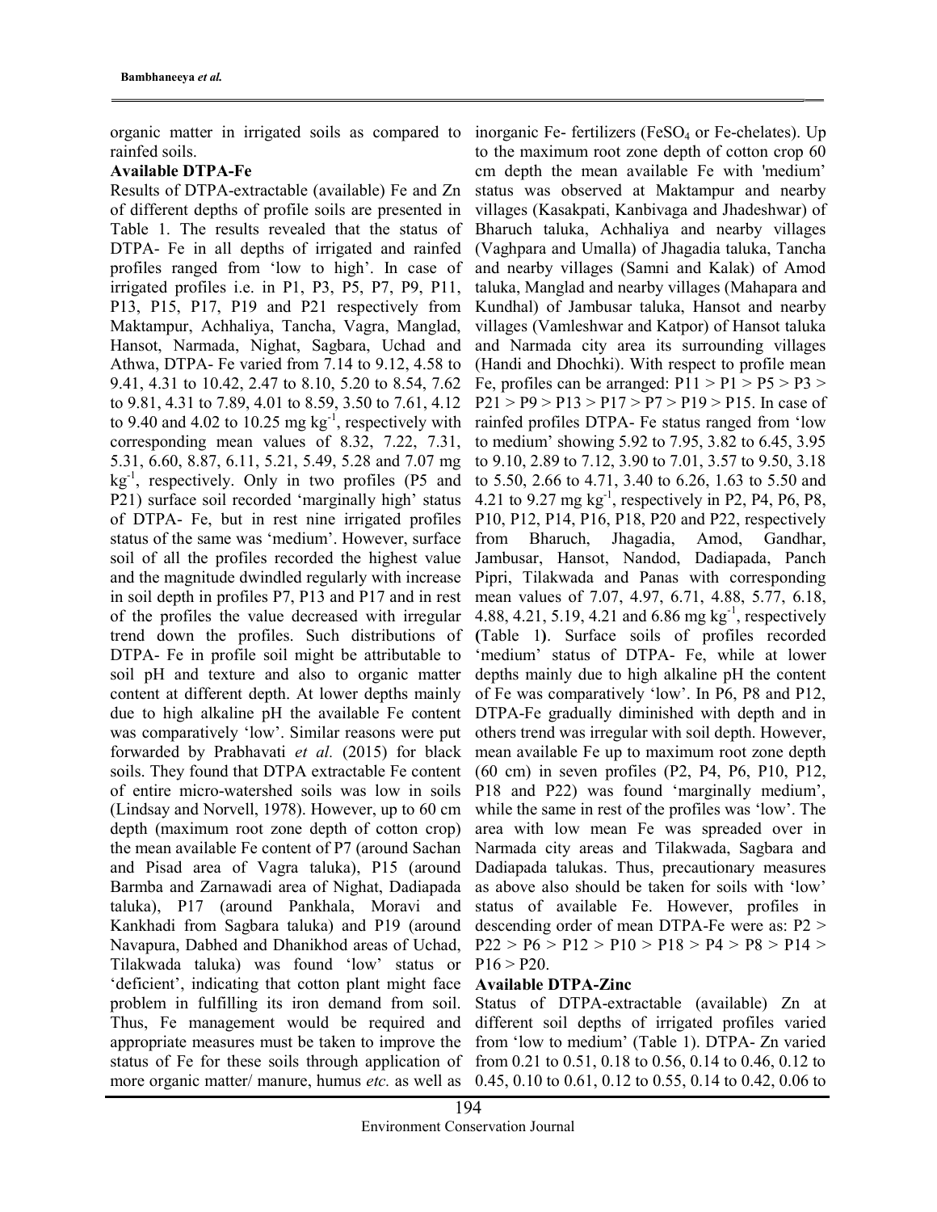organic matter in irrigated soils as compared to rainfed soils.

**Available DTPA-Fe**

Results of DTPA-extractable (available) Fe and Zn of different depths of profile soils are presented in Table 1. The results revealed that the status of DTPA- Fe in all depths of irrigated and rainfed profiles ranged from 'low to high'. In case of irrigated profiles i.e. in P1, P3, P5, P7, P9, P11, P13, P15, P17, P19 and P21 respectively from Maktampur, Achhaliya, Tancha, Vagra, Manglad, Hansot, Narmada, Nighat, Sagbara, Uchad and Athwa, DTPA- Fe varied from 7.14 to 9.12, 4.58 to 9.41, 4.31 to 10.42, 2.47 to 8.10, 5.20 to 8.54, 7.62 to 9.81, 4.31 to 7.89, 4.01 to 8.59, 3.50 to 7.61, 4.12 to 9.40 and 4.02 to 10.25 mg $kg^{-1}$, respectively with corresponding mean values of 8.32, 7.22, 7.31, 5.31, 6.60, 8.87, 6.11, 5.21, 5.49, 5.28 and 7.07 mg $kg^{-1}$, respectively. Only in two profiles (P5 and P21) surface soil recorded 'marginally high' status of DTPA- Fe, but in rest nine irrigated profiles status of the same was 'medium'. However, surface soil of all the profiles recorded the highest value and the magnitude dwindled regularly with increase in soil depth in profiles P7, P13 and P17 and in rest of the profiles the value decreased with irregular trend down the profiles. Such distributions of DTPA- Fe in profile soil might be attributable to soil pH and texture and also to organic matter content at different depth. At lower depths mainly due to high alkaline pH the available Fe content was comparatively 'low'. Similar reasons were put forwarded by Prabhavati *et al.* (2015) for black soils. They found that DTPA extractable Fe content of entire micro-watershed soils was low in soils (Lindsay and Norvell, 1978). However, up to 60 cm depth (maximum root zone depth of cotton crop) the mean available Fe content of P7 (around Sachan and Pisad area of Vagra taluka), P15 (around Barmba and Zarnawadi area of Nighat, Dadiapada taluka), P17 (around Pankhala, Moravi and Kankhadi from Sagbara taluka) and P19 (around Navapura, Dabhed and Dhanikhod areas of Uchad, Tilakwada taluka) was found 'low' status or 'deficient', indicating that cotton plant might face problem in fulfilling its iron demand from soil. Thus, Fe management would be required and appropriate measures must be taken to improve the status of Fe for these soils through application of more organic matter/ manure, humus *etc.* as well as inorganic Fe- fertilizers ($FeSO_4$ or Fe-chelates). Up to the maximum root zone depth of cotton crop 60 cm depth the mean available Fe with 'medium' status was observed at Maktampur and nearby villages (Kasakpati, Kanbivaga and Jhadeshwar) of Bharuch taluka, Achhaliya and nearby villages (Vaghpara and Umalla) of Jhagadia taluka, Tancha and nearby villages (Samni and Kalak) of Amod taluka, Manglad and nearby villages (Mahapara and Kundhal) of Jambusar taluka, Hansot and nearby villages (Vamleshwar and Katpor) of Hansot taluka and Narmada city area its surrounding villages (Handi and Dhochki). With respect to profile mean Fe, profiles can be arranged: P11 > P1 > P5 > P3 > P21 > P9 > P13 > P17 > P7 > P19 > P15. In case of rainfed profiles DTPA- Fe status ranged from 'low to medium' showing 5.92 to 7.95, 3.82 to 6.45, 3.95 to 9.10, 2.89 to 7.12, 3.90 to 7.01, 3.57 to 9.50, 3.18 to 5.50, 2.66 to 4.71, 3.40 to 6.26, 1.63 to 5.50 and 4.21 to 9.27 mg $kg^{-1}$, respectively in P2, P4, P6, P8, P10, P12, P14, P16, P18, P20 and P22, respectively from Bharuch, Jhagadia, Amod, Gandhar, Jambusar, Hansot, Nandod, Dadiapada, Panch Pipri, Tilakwada and Panas with corresponding mean values of 7.07, 4.97, 6.71, 4.88, 5.77, 6.18, 4.88, 4.21, 5.19, 4.21 and 6.86 mg $kg^{-1}$, respectively **(**Table 1**)**. Surface soils of profiles recorded 'medium' status of DTPA- Fe, while at lower depths mainly due to high alkaline pH the content of Fe was comparatively 'low'. In P6, P8 and P12, DTPA-Fe gradually diminished with depth and in others trend was irregular with soil depth. However, mean available Fe up to maximum root zone depth (60 cm) in seven profiles (P2, P4, P6, P10, P12, P18 and P22) was found 'marginally medium', while the same in rest of the profiles was 'low'. The area with low mean Fe was spreaded over in Narmada city areas and Tilakwada, Sagbara and Dadiapada talukas. Thus, precautionary measures as above also should be taken for soils with 'low' status of available Fe. However, profiles in descending order of mean DTPA-Fe were as: P2 > P22 > P6 > P12 > P10 > P18 > P4 > P8 > P14 > P16 > P20.

**Available DTPA-Zinc**

Status of DTPA-extractable (available) Zn at different soil depths of irrigated profiles varied from 'low to medium' (Table 1). DTPA- Zn varied from 0.21 to 0.51, 0.18 to 0.56, 0.14 to 0.46, 0.12 to 0.45, 0.10 to 0.61, 0.12 to 0.55, 0.14 to 0.42, 0.06 to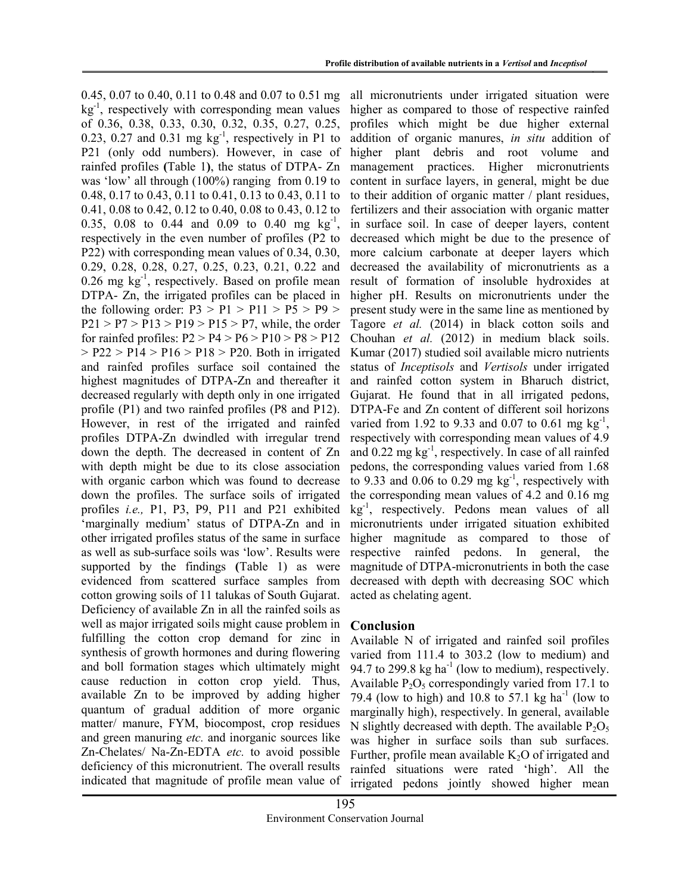0.45, 0.07 to 0.40, 0.11 to 0.48 and 0.07 to 0.51 mg $kg^{-1}$, respectively with corresponding mean values of 0.36, 0.38, 0.33, 0.30, 0.32, 0.35, 0.27, 0.25, 0.23, 0.27 and 0.31 mg $kg^{-1}$, respectively in P1 to P21 (only odd numbers). However, in case of rainfed profiles **(**Table 1**)**, the status of DTPA- Zn was 'low' all through (100%) ranging from 0.19 to 0.48, 0.17 to 0.43, 0.11 to 0.41, 0.13 to 0.43, 0.11 to 0.41, 0.08 to 0.42, 0.12 to 0.40, 0.08 to 0.43, 0.12 to 0.35, 0.08 to 0.44 and 0.09 to 0.40 mg $kg^{-1}$, respectively in the even number of profiles (P2 to P22) with corresponding mean values of 0.34, 0.30, 0.29, 0.28, 0.28, 0.27, 0.25, 0.23, 0.21, 0.22 and 0.26 mg $kg^{-1}$, respectively. Based on profile mean DTPA- Zn, the irrigated profiles can be placed in the following order: P3 > P1 > P11 > P5 > P9 > P21 > P7 > P13 > P19 > P15 > P7, while, the order for rainfed profiles: P2 > P4 > P6 > P10 > P8 > P12 > P22 > P14 > P16 > P18 > P20. Both in irrigated and rainfed profiles surface soil contained the highest magnitudes of DTPA-Zn and thereafter it decreased regularly with depth only in one irrigated profile (P1) and two rainfed profiles (P8 and P12). However, in rest of the irrigated and rainfed profiles DTPA-Zn dwindled with irregular trend down the depth. The decreased in content of Zn with depth might be due to its close association with organic carbon which was found to decrease down the profiles. The surface soils of irrigated profiles *i.e.,* P1, P3, P9, P11 and P21 exhibited 'marginally medium' status of DTPA-Zn and in other irrigated profiles status of the same in surface as well as sub-surface soils was 'low'. Results were supported by the findings **(**Table 1) as were evidenced from scattered surface samples from cotton growing soils of 11 talukas of South Gujarat. Deficiency of available Zn in all the rainfed soils as well as major irrigated soils might cause problem in fulfilling the cotton crop demand for zinc in synthesis of growth hormones and during flowering and boll formation stages which ultimately might cause reduction in cotton crop yield. Thus, available Zn to be improved by adding higher quantum of gradual addition of more organic matter/ manure, FYM, biocompost, crop residues and green manuring *etc.* and inorganic sources like Zn-Chelates/ Na-Zn-EDTA *etc.* to avoid possible deficiency of this micronutrient. The overall results indicated that magnitude of profile mean value of all micronutrients under irrigated situation were higher as compared to those of respective rainfed profiles which might be due higher external addition of organic manures, *in situ* addition of higher plant debris and root volume and management practices. Higher micronutrients content in surface layers, in general, might be due to their addition of organic matter / plant residues, fertilizers and their association with organic matter in surface soil. In case of deeper layers, content decreased which might be due to the presence of more calcium carbonate at deeper layers which decreased the availability of micronutrients as a result of formation of insoluble hydroxides at higher pH. Results on micronutrients under the present study were in the same line as mentioned by Tagore *et al.* (2014) in black cotton soils and Chouhan *et al.* (2012) in medium black soils. Kumar (2017) studied soil available micro nutrients status of *Inceptisols* and *Vertisols* under irrigated and rainfed cotton system in Bharuch district, Gujarat. He found that in all irrigated pedons, DTPA-Fe and Zn content of different soil horizons varied from 1.92 to 9.33 and 0.07 to 0.61 mg $kg^{-1}$, respectively with corresponding mean values of 4.9 and 0.22 mg $kg^{-1}$, respectively. In case of all rainfed pedons, the corresponding values varied from 1.68 to 9.33 and 0.06 to 0.29 mg $kg^{-1}$, respectively with the corresponding mean values of 4.2 and 0.16 mg $kg^{-1}$, respectively. Pedons mean values of all micronutrients under irrigated situation exhibited higher magnitude as compared to those of respective rainfed pedons. In general, the magnitude of DTPA-micronutrients in both the case decreased with depth with decreasing SOC which acted as chelating agent.

## Conclusion

Available N of irrigated and rainfed soil profiles varied from 111.4 to 303.2 (low to medium) and 94.7 to 299.8 kg $ha^{-1}$ (low to medium), respectively. Available $P_2O_5$ correspondingly varied from 17.1 to 79.4 (low to high) and 10.8 to 57.1 kg $ha^{-1}$ (low to marginally high), respectively. In general, available N slightly decreased with depth. The available $P_2O_5$ was higher in surface soils than sub surfaces. Further, profile mean available $K_2O$ of irrigated and rainfed situations were rated 'high'. All the irrigated pedons jointly showed higher mean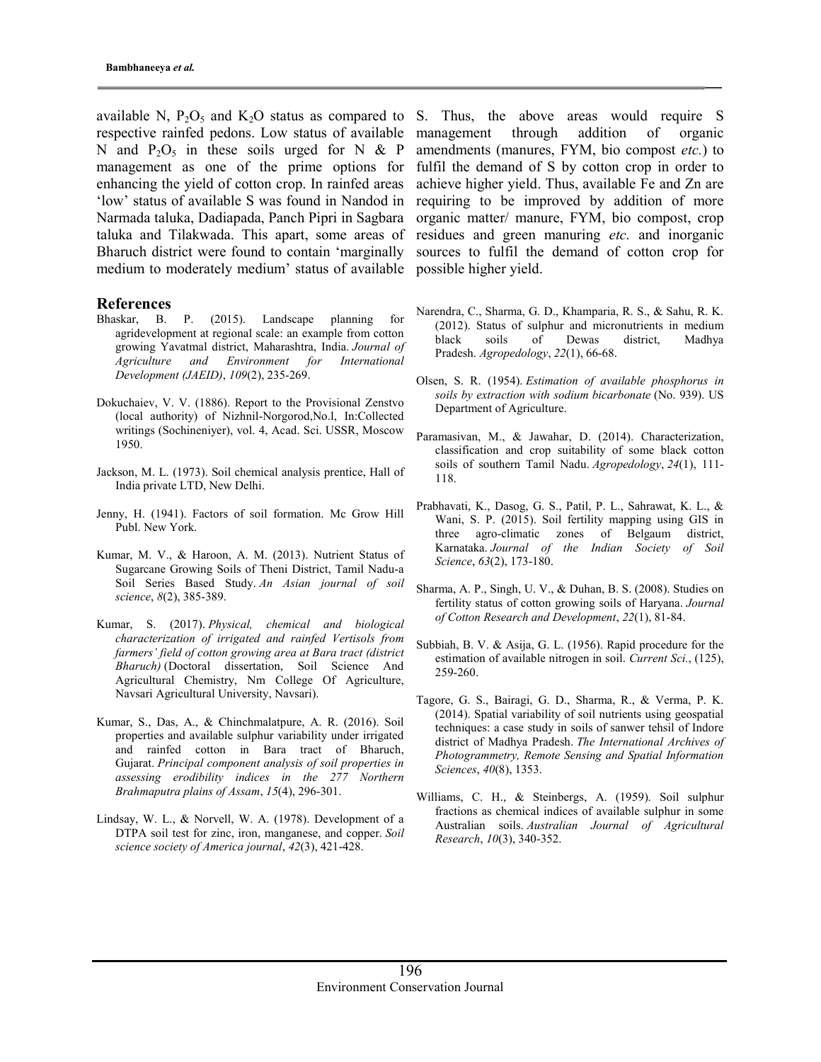available N, $P_2O_5$ and $K_2O$ status as compared to respective rainfed pedons. Low status of available N and $P_2O_5$ in these soils urged for N & P management as one of the prime options for enhancing the yield of cotton crop. In rainfed areas 'low' status of available S was found in Nandod in Narmada taluka, Dadiapada, Panch Pipri in Sagbara taluka and Tilakwada. This apart, some areas of Bharuch district were found to contain 'marginally medium to moderately medium' status of available S. Thus, the above areas would require S management through addition of organic amendments (manures, FYM, bio compost *etc.*) to fulfil the demand of S by cotton crop in order to achieve higher yield. Thus, available Fe and Zn are requiring to be improved by addition of more organic matter/ manure, FYM, bio compost, crop residues and green manuring *etc.* and inorganic sources to fulfil the demand of cotton crop for possible higher yield.

## References

Bhaskar, B. P. (2015). Landscape planning for agridevelopment at regional scale: an example from cotton growing Yavatmal district, Maharashtra, India. *Journal of Agriculture and Environment for International Development (JAEID)*, *109*(2), 235-269.

Dokuchaiev, V. V. (1886). Report to the Provisional Zenstvo (local authority) of Nizhnil-Norgorod,No.l, In:Collected writings (Sochineniyer), vol. 4, Acad. Sci. USSR, Moscow 1950.

Jackson, M. L. (1973). Soil chemical analysis prentice, Hall of India private LTD, New Delhi.

Jenny, H. (1941). Factors of soil formation. Mc Grow Hill Publ. New York.

Kumar, M. V., & Haroon, A. M. (2013). Nutrient Status of Sugarcane Growing Soils of Theni District, Tamil Nadu-a Soil Series Based Study. *An Asian journal of soil science*, *8*(2), 385-389.

Kumar, S. (2017). *Physical, chemical and biological characterization of irrigated and rainfed Vertisols from farmers' field of cotton growing area at Bara tract (district Bharuch)* (Doctoral dissertation, Soil Science And Agricultural Chemistry, Nm College Of Agriculture, Navsari Agricultural University, Navsari).

Kumar, S., Das, A., & Chinchmalatpure, A. R. (2016). Soil properties and available sulphur variability under irrigated and rainfed cotton in Bara tract of Bharuch, Gujarat. *Principal component analysis of soil properties in assessing erodibility indices in the 277 Northern Brahmaputra plains of Assam*, *15*(4), 296-301.

Lindsay, W. L., & Norvell, W. A. (1978). Development of a DTPA soil test for zinc, iron, manganese, and copper. *Soil science society of America journal*, *42*(3), 421-428.

Narendra, C., Sharma, G. D., Khamparia, R. S., & Sahu, R. K. (2012). Status of sulphur and micronutrients in medium black soils of Dewas district, Madhya Pradesh. *Agropedology*, *22*(1), 66-68.

Olsen, S. R. (1954). *Estimation of available phosphorus in soils by extraction with sodium bicarbonate* (No. 939). US Department of Agriculture.

Paramasivan, M., & Jawahar, D. (2014). Characterization, classification and crop suitability of some black cotton soils of southern Tamil Nadu. *Agropedology*, *24*(1), 111-118.

Prabhavati, K., Dasog, G. S., Patil, P. L., Sahrawat, K. L., & Wani, S. P. (2015). Soil fertility mapping using GIS in three agro-climatic zones of Belgaum district, Karnataka. *Journal of the Indian Society of Soil Science*, *63*(2), 173-180.

Sharma, A. P., Singh, U. V., & Duhan, B. S. (2008). Studies on fertility status of cotton growing soils of Haryana. *Journal of Cotton Research and Development*, *22*(1), 81-84.

Subbiah, B. V. & Asija, G. L. (1956). Rapid procedure for the estimation of available nitrogen in soil. *Current Sci.*, (125), 259-260.

Tagore, G. S., Bairagi, G. D., Sharma, R., & Verma, P. K. (2014). Spatial variability of soil nutrients using geospatial techniques: a case study in soils of sanwer tehsil of Indore district of Madhya Pradesh. *The International Archives of Photogrammetry, Remote Sensing and Spatial Information Sciences*, *40*(8), 1353.

Williams, C. H., & Steinbergs, A. (1959). Soil sulphur fractions as chemical indices of available sulphur in some Australian soils. *Australian Journal of Agricultural Research*, *10*(3), 340-352.